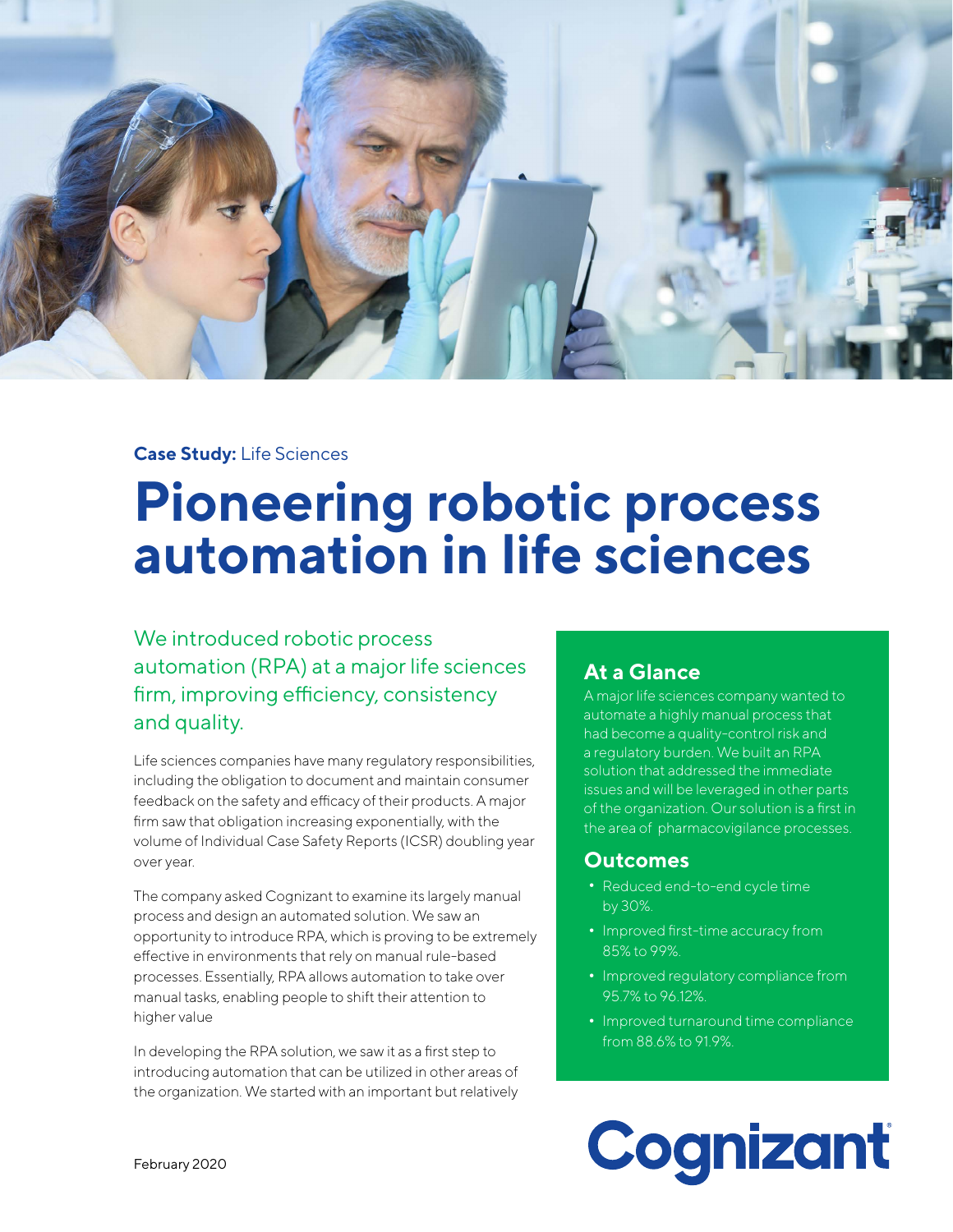**Case Study:** Life Sciences

# Pioneering robotic process automation in life sciences

## We introduced robotic process automation (RPA) at a major life sciences firm, improving efficiency, consistency and quality.

Life sciences companies have many regulatory responsibilities, including the obligation to document and maintain consumer feedback on the safety and efficacy of their products. A major firm saw that obligation increasing exponentially, with the volume of Individual Case Safety Reports (ICSR) doubling year over year.

The company asked Cognizant to examine its largely manual process and design an automated solution. We saw an opportunity to introduce RPA, which is proving to be extremely effective in environments that rely on manual rule-based processes. Essentially, RPA allows automation to take over manual tasks, enabling people to shift their attention to higher value

In developing the RPA solution, we saw it as a first step to introducing automation that can be utilized in other areas of the organization. We started with an important but relatively

### At a Glance

A major life sciences company wanted to automate a highly manual process that had become a quality-control risk and a regulatory burden. We built an RPA solution that addressed the immediate issues and will be leveraged in other parts of the organization. Our solution is a first in the area of pharmacovigilance processes.

### Outcomes

- Reduced end-to-end cycle time by 30%.
- Improved first-time accuracy from 85% to 99%.
- Improved regulatory compliance from 95.7% to 96.12%.
- Improved turnaround time compliance from 88.6% to 91.9%.

February 2020

Cognizant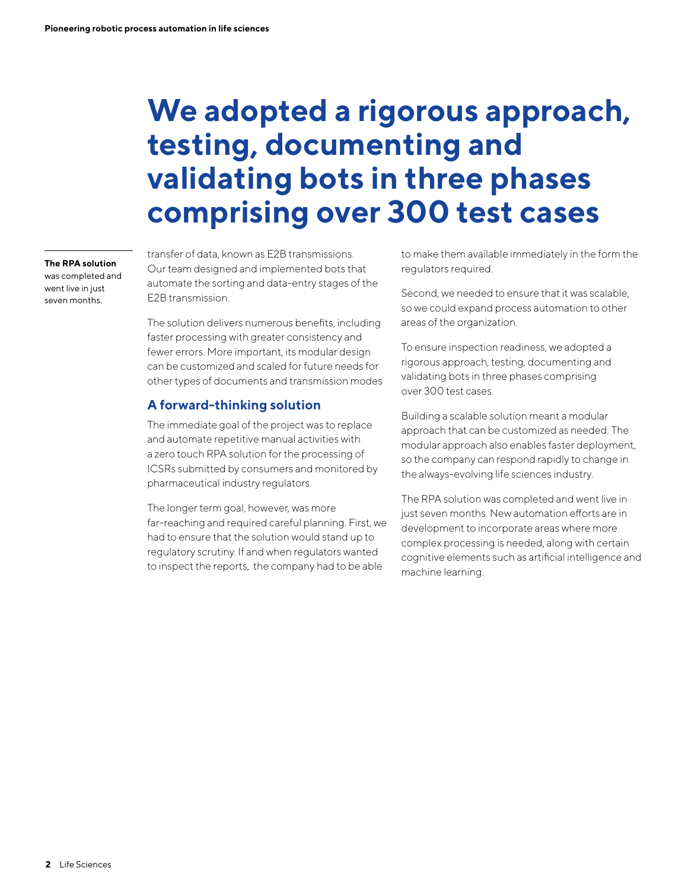# We adopted a rigorous approach, testing, documenting and validating bots in three phases comprising over 300 test cases

**The RPA solution** was completed and went live in just seven months.

transfer of data, known as E2B transmissions. Our team designed and implemented bots that automate the sorting and data-entry stages of the E2B transmission.

The solution delivers numerous benefits, including faster processing with greater consistency and fewer errors. More important, its modular design can be customized and scaled for future needs for other types of documents and transmission modes

## A forward-thinking solution

The immediate goal of the project was to replace and automate repetitive manual activities with a zero touch RPA solution for the processing of ICSRs submitted by consumers and monitored by pharmaceutical industry regulators.

The longer term goal, however, was more far-reaching and required careful planning. First, we had to ensure that the solution would stand up to regulatory scrutiny. If and when regulators wanted to inspect the reports, the company had to be able to make them available immediately in the form the regulators required.

Second, we needed to ensure that it was scalable, so we could expand process automation to other areas of the organization.

To ensure inspection readiness, we adopted a rigorous approach, testing, documenting and validating bots in three phases comprising over 300 test cases.

Building a scalable solution meant a modular approach that can be customized as needed. The modular approach also enables faster deployment, so the company can respond rapidly to change in the always-evolving life sciences industry.

The RPA solution was completed and went live in just seven months. New automation efforts are in development to incorporate areas where more complex processing is needed, along with certain cognitive elements such as artificial intelligence and machine learning.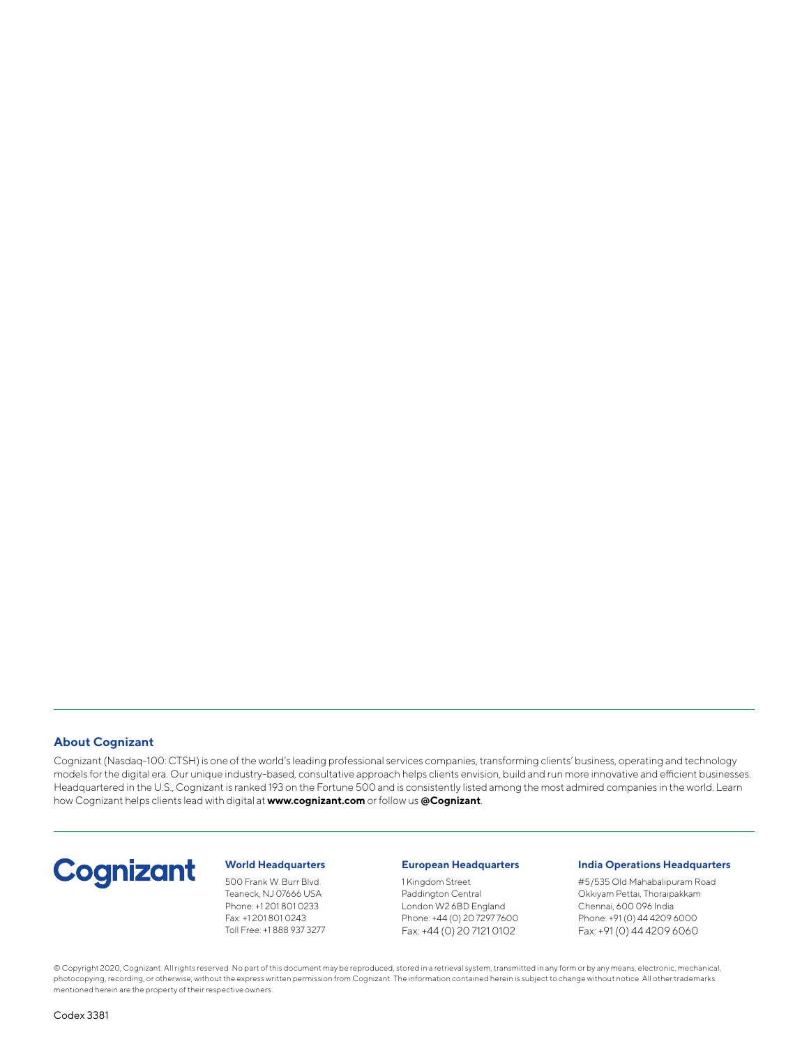## About Cognizant

Cognizant (Nasdaq-100: CTSH) is one of the world's leading professional services companies, transforming clients' business, operating and technology models for the digital era. Our unique industry-based, consultative approach helps clients envision, build and run more innovative and efficient businesses. Headquartered in the U.S., Cognizant is ranked 193 on the Fortune 500 and is consistently listed among the most admired companies in the world. Learn how Cognizant helps clients lead with digital at **www.cognizant.com** or follow us **@Cognizant**.

Cognizant

**World Headquarters**

500 Frank W. Burr Blvd.
Teaneck, NJ 07666 USA
Phone: +1 201 801 0233
Fax: +1 201 801 0243
Toll Free: +1 888 937 3277

**European Headquarters**

1 Kingdom Street
Paddington Central
London W2 6BD England
Phone: +44 (0) 20 7297 7600
Fax: +44 (0) 20 7121 0102

**India Operations Headquarters**

#5/535 Old Mahabalipuram Road
Okkiyam Pettai, Thoraipakkam
Chennai, 600 096 India
Phone: +91 (0) 44 4209 6000
Fax: +91 (0) 44 4209 6060

© Copyright 2020, Cognizant. All rights reserved. No part of this document may be reproduced, stored in a retrieval system, transmitted in any form or by any means, electronic, mechanical, photocopying, recording, or otherwise, without the express written permission from Cognizant. The information contained herein is subject to change without notice. All other trademarks mentioned herein are the property of their respective owners.

Codex 3381